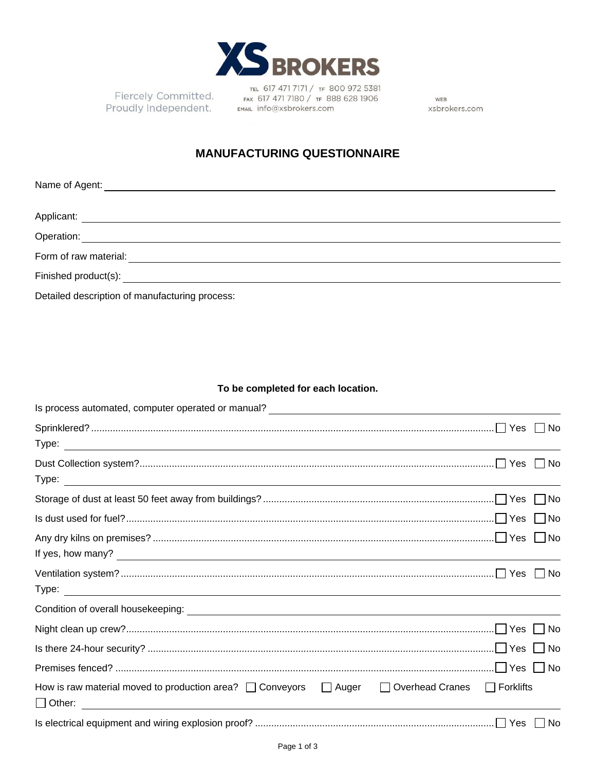XS BROKERS

Fiercely Committed. Proudly Independent.

TEL 617 471 7171 / TF 800 972 5381
FAX 617 471 7180 / TF 888 628 1906
EMAIL info@xsbrokers.com

WEB xsbrokers.com

## MANUFACTURING QUESTIONNAIRE

Name of Agent: ______________________________

Applicant: ______________________________

Operation: ______________________________

Form of raw material: ______________________________

Finished product(s): ______________________________

Detailed description of manufacturing process:

**To be completed for each location.**

Is process automated, computer operated or manual? ______________________________

Sprinkled? .......... ☐ Yes ☐ No
Type: ______________________________

Dust Collection system? .......... ☐ Yes ☐ No
Type: ______________________________

Storage of dust at least 50 feet away from buildings? .......... ☐ Yes ☐ No

Is dust used for fuel? .......... ☐ Yes ☐ No

Any dry kilns on premises? .......... ☐ Yes ☐ No
If yes, how many? ______________________________

Ventilation system? .......... ☐ Yes ☐ No
Type: ______________________________

Condition of overall housekeeping: ______________________________

Night clean up crew? .......... ☐ Yes ☐ No

Is there 24-hour security? .......... ☐ Yes ☐ No

Premises fenced? .......... ☐ Yes ☐ No

How is raw material moved to production area? ☐ Conveyors ☐ Auger ☐ Overhead Cranes ☐ Forklifts
☐ Other: ______________________________

Is electrical equipment and wiring explosion proof? .......... ☐ Yes ☐ No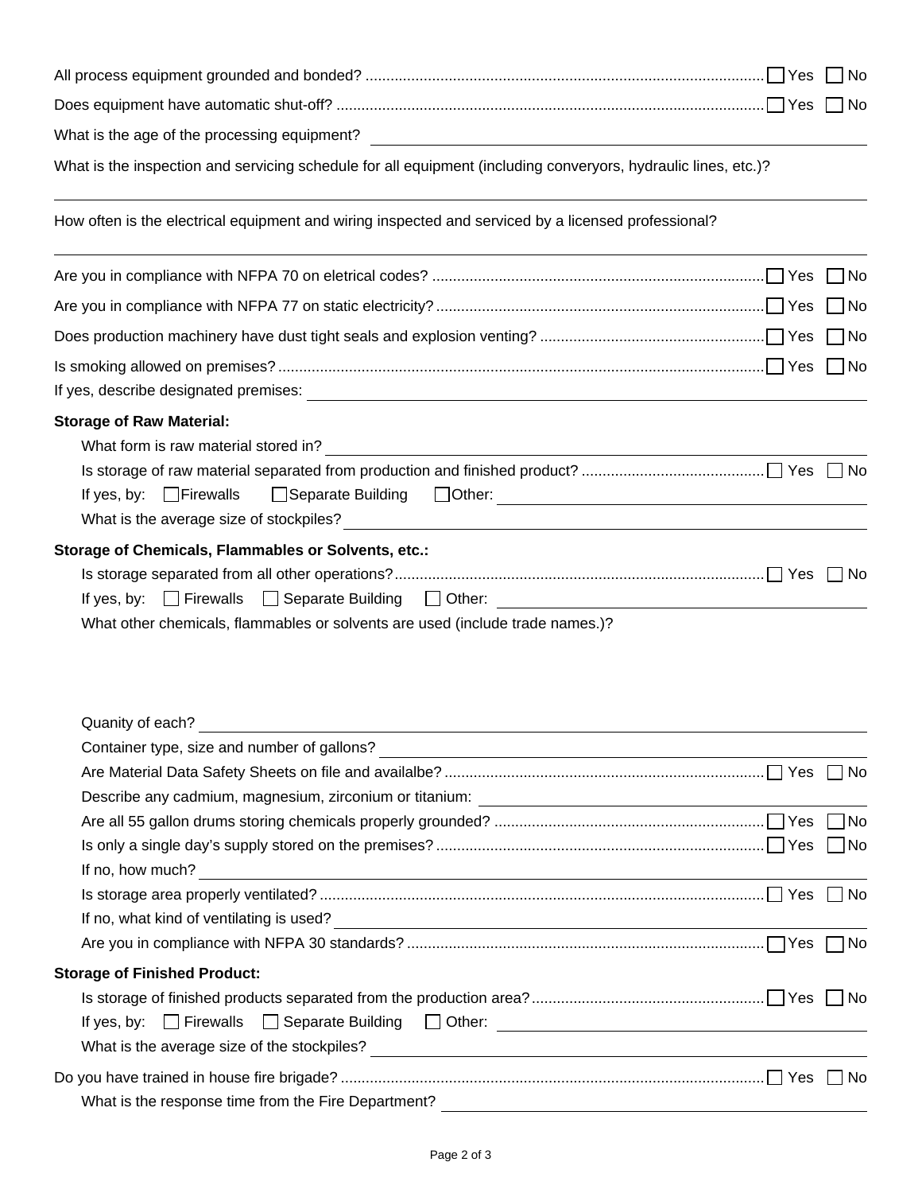All process equipment grounded and bonded? ☐ Yes ☐ No

Does equipment have automatic shut-off? ☐ Yes ☐ No

What is the age of the processing equipment? \_\_\_\_\_\_\_\_\_\_\_\_\_\_\_\_\_\_\_\_

What is the inspection and servicing schedule for all equipment (including converyors, hydraulic lines, etc.)?

\_\_\_\_\_\_\_\_\_\_\_\_\_\_\_\_\_\_\_\_

How often is the electrical equipment and wiring inspected and serviced by a licensed professional?

\_\_\_\_\_\_\_\_\_\_\_\_\_\_\_\_\_\_\_\_

Are you in compliance with NFPA 70 on eletrical codes? ☐ Yes ☐ No

Are you in compliance with NFPA 77 on static electricity? ☐ Yes ☐ No

Does production machinery have dust tight seals and explosion venting? ☐ Yes ☐ No

Is smoking allowed on premises? ☐ Yes ☐ No

If yes, describe designated premises: \_\_\_\_\_\_\_\_\_\_\_\_\_\_\_\_\_\_\_\_

**Storage of Raw Material:**

What form is raw material stored in? \_\_\_\_\_\_\_\_\_\_\_\_\_\_\_\_\_\_\_\_

Is storage of raw material separated from production and finished product? ☐ Yes ☐ No

If yes, by: ☐ Firewalls ☐ Separate Building ☐ Other: \_\_\_\_\_\_\_\_\_\_\_\_\_\_\_\_\_\_\_\_

What is the average size of stockpiles? \_\_\_\_\_\_\_\_\_\_\_\_\_\_\_\_\_\_\_\_

**Storage of Chemicals, Flammables or Solvents, etc.:**

Is storage separated from all other operations? ☐ Yes ☐ No

If yes, by: ☐ Firewalls ☐ Separate Building ☐ Other: \_\_\_\_\_\_\_\_\_\_\_\_\_\_\_\_\_\_\_\_

What other chemicals, flammables or solvents are used (include trade names.)?

Quanity of each? \_\_\_\_\_\_\_\_\_\_\_\_\_\_\_\_\_\_\_\_

Container type, size and number of gallons? \_\_\_\_\_\_\_\_\_\_\_\_\_\_\_\_\_\_\_\_

Are Material Data Safety Sheets on file and availalbe? ☐ Yes ☐ No

Describe any cadmium, magnesium, zirconium or titanium: \_\_\_\_\_\_\_\_\_\_\_\_\_\_\_\_\_\_\_\_

Are all 55 gallon drums storing chemicals properly grounded? ☐ Yes ☐ No

Is only a single day's supply stored on the premises? ☐ Yes ☐ No

If no, how much? \_\_\_\_\_\_\_\_\_\_\_\_\_\_\_\_\_\_\_\_

Is storage area properly ventilated? ☐ Yes ☐ No

If no, what kind of ventilating is used? \_\_\_\_\_\_\_\_\_\_\_\_\_\_\_\_\_\_\_\_

Are you in compliance with NFPA 30 standards? ☐ Yes ☐ No

**Storage of Finished Product:**

Is storage of finished products separated from the production area? ☐ Yes ☐ No

If yes, by: ☐ Firewalls ☐ Separate Building ☐ Other: \_\_\_\_\_\_\_\_\_\_\_\_\_\_\_\_\_\_\_\_

What is the average size of the stockpiles? \_\_\_\_\_\_\_\_\_\_\_\_\_\_\_\_\_\_\_\_

Do you have trained in house fire brigade? ☐ Yes ☐ No

What is the response time from the Fire Department? \_\_\_\_\_\_\_\_\_\_\_\_\_\_\_\_\_\_\_\_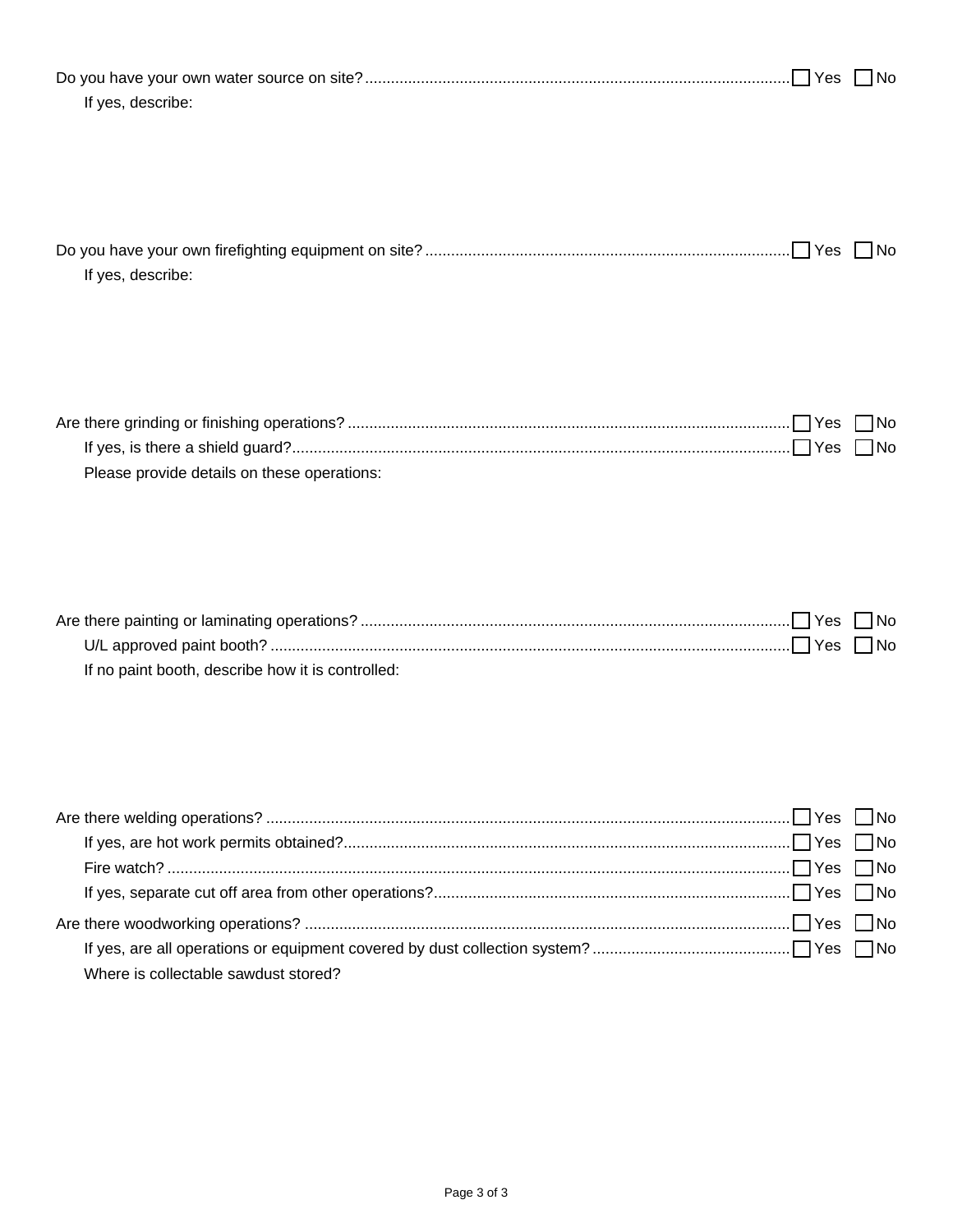Do you have your own water source on site? ☐ Yes ☐ No

If yes, describe:

Do you have your own firefighting equipment on site? ☐ Yes ☐ No

If yes, describe:

Are there grinding or finishing operations? ☐ Yes ☐ No

If yes, is there a shield guard? ☐ Yes ☐ No

Please provide details on these operations:

Are there painting or laminating operations? ☐ Yes ☐ No

U/L approved paint booth? ☐ Yes ☐ No

If no paint booth, describe how it is controlled:

Are there welding operations? ☐ Yes ☐ No

If yes, are hot work permits obtained? ☐ Yes ☐ No

Fire watch? ☐ Yes ☐ No

If yes, separate cut off area from other operations? ☐ Yes ☐ No

Are there woodworking operations? ☐ Yes ☐ No

If yes, are all operations or equipment covered by dust collection system? ☐ Yes ☐ No

Where is collectable sawdust stored?